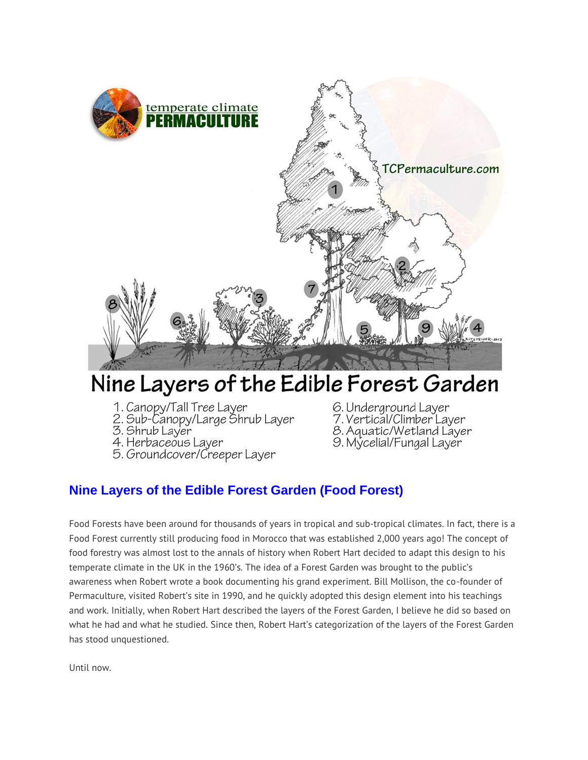temperate climate
**PERMACULTURE**

TCPermaculture.com

# Nine Layers of the Edible Forest Garden

1. Canopy/Tall Tree Layer
2. Sub-Canopy/Large Shrub Layer
3. Shrub Layer
4. Herbaceous Layer
5. Groundcover/Creeper Layer
6. Underground Layer
7. Vertical/Climber Layer
8. Aquatic/Wetland Layer
9. Mycelial/Fungal Layer

## Nine Layers of the Edible Forest Garden (Food Forest)

Food Forests have been around for thousands of years in tropical and sub-tropical climates. In fact, there is a Food Forest currently still producing food in Morocco that was established 2,000 years ago! The concept of food forestry was almost lost to the annals of history when Robert Hart decided to adapt this design to his temperate climate in the UK in the 1960's. The idea of a Forest Garden was brought to the public's awareness when Robert wrote a book documenting his grand experiment. Bill Mollison, the co-founder of Permaculture, visited Robert's site in 1990, and he quickly adopted this design element into his teachings and work. Initially, when Robert Hart described the layers of the Forest Garden, I believe he did so based on what he had and what he studied. Since then, Robert Hart's categorization of the layers of the Forest Garden has stood unquestioned.

Until now.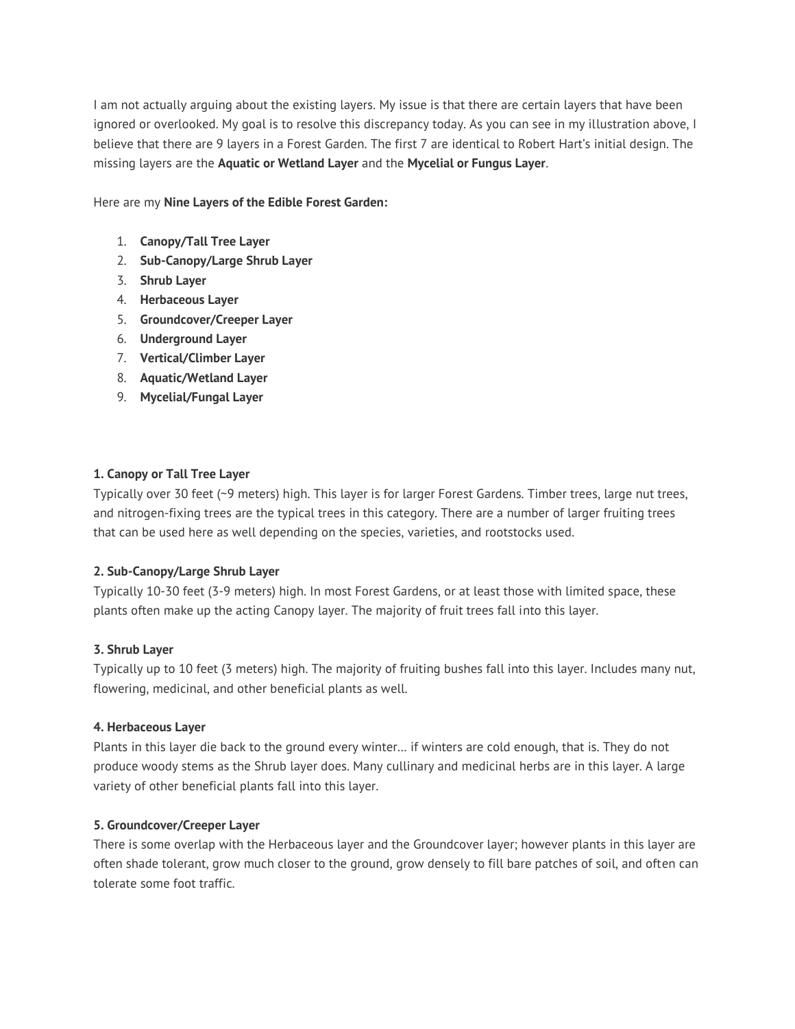I am not actually arguing about the existing layers. My issue is that there are certain layers that have been ignored or overlooked. My goal is to resolve this discrepancy today. As you can see in my illustration above, I believe that there are 9 layers in a Forest Garden. The first 7 are identical to Robert Hart's initial design. The missing layers are the **Aquatic or Wetland Layer** and the **Mycelial or Fungus Layer**.

Here are my **Nine Layers of the Edible Forest Garden:**

1. **Canopy/Tall Tree Layer**
2. **Sub-Canopy/Large Shrub Layer**
3. **Shrub Layer**
4. **Herbaceous Layer**
5. **Groundcover/Creeper Layer**
6. **Underground Layer**
7. **Vertical/Climber Layer**
8. **Aquatic/Wetland Layer**
9. **Mycelial/Fungal Layer**

**1. Canopy or Tall Tree Layer**

Typically over 30 feet (~9 meters) high. This layer is for larger Forest Gardens. Timber trees, large nut trees, and nitrogen-fixing trees are the typical trees in this category. There are a number of larger fruiting trees that can be used here as well depending on the species, varieties, and rootstocks used.

**2. Sub-Canopy/Large Shrub Layer**

Typically 10-30 feet (3-9 meters) high. In most Forest Gardens, or at least those with limited space, these plants often make up the acting Canopy layer. The majority of fruit trees fall into this layer.

**3. Shrub Layer**

Typically up to 10 feet (3 meters) high. The majority of fruiting bushes fall into this layer. Includes many nut, flowering, medicinal, and other beneficial plants as well.

**4. Herbaceous Layer**

Plants in this layer die back to the ground every winter… if winters are cold enough, that is. They do not produce woody stems as the Shrub layer does. Many cullinary and medicinal herbs are in this layer. A large variety of other beneficial plants fall into this layer.

**5. Groundcover/Creeper Layer**

There is some overlap with the Herbaceous layer and the Groundcover layer; however plants in this layer are often shade tolerant, grow much closer to the ground, grow densely to fill bare patches of soil, and often can tolerate some foot traffic.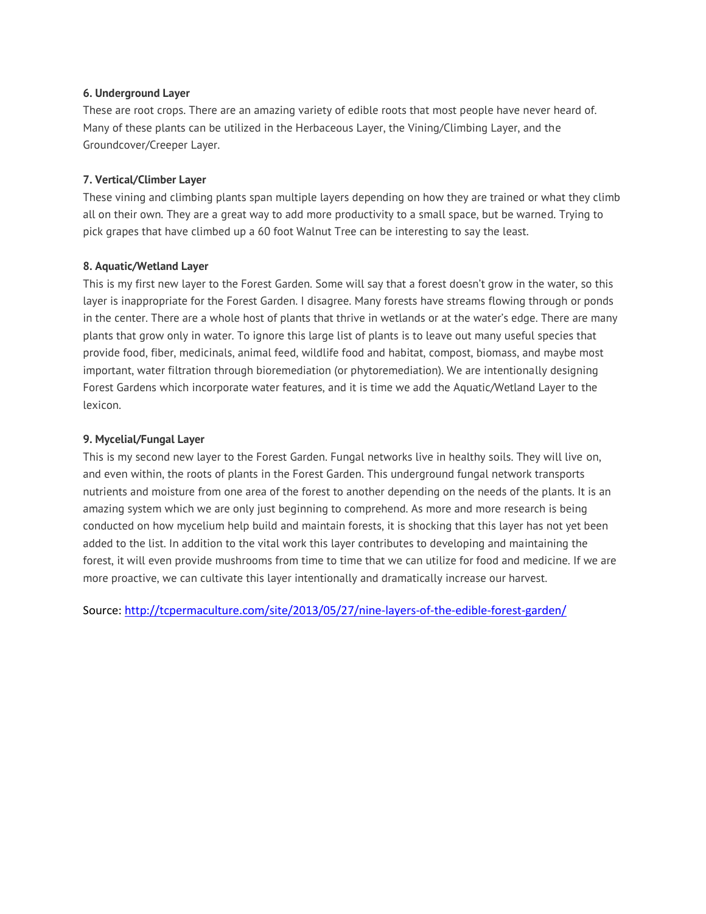**6. Underground Layer**

These are root crops. There are an amazing variety of edible roots that most people have never heard of. Many of these plants can be utilized in the Herbaceous Layer, the Vining/Climbing Layer, and the Groundcover/Creeper Layer.

**7. Vertical/Climber Layer**

These vining and climbing plants span multiple layers depending on how they are trained or what they climb all on their own. They are a great way to add more productivity to a small space, but be warned. Trying to pick grapes that have climbed up a 60 foot Walnut Tree can be interesting to say the least.

**8. Aquatic/Wetland Layer**

This is my first new layer to the Forest Garden. Some will say that a forest doesn't grow in the water, so this layer is inappropriate for the Forest Garden. I disagree. Many forests have streams flowing through or ponds in the center. There are a whole host of plants that thrive in wetlands or at the water's edge. There are many plants that grow only in water. To ignore this large list of plants is to leave out many useful species that provide food, fiber, medicinals, animal feed, wildlife food and habitat, compost, biomass, and maybe most important, water filtration through bioremediation (or phytoremediation). We are intentionally designing Forest Gardens which incorporate water features, and it is time we add the Aquatic/Wetland Layer to the lexicon.

**9. Mycelial/Fungal Layer**

This is my second new layer to the Forest Garden. Fungal networks live in healthy soils. They will live on, and even within, the roots of plants in the Forest Garden. This underground fungal network transports nutrients and moisture from one area of the forest to another depending on the needs of the plants. It is an amazing system which we are only just beginning to comprehend. As more and more research is being conducted on how mycelium help build and maintain forests, it is shocking that this layer has not yet been added to the list. In addition to the vital work this layer contributes to developing and maintaining the forest, it will even provide mushrooms from time to time that we can utilize for food and medicine. If we are more proactive, we can cultivate this layer intentionally and dramatically increase our harvest.

Source: [http://tcpermaculture.com/site/2013/05/27/nine-layers-of-the-edible-forest-garden/](http://tcpermaculture.com/site/2013/05/27/nine-layers-of-the-edible-forest-garden/)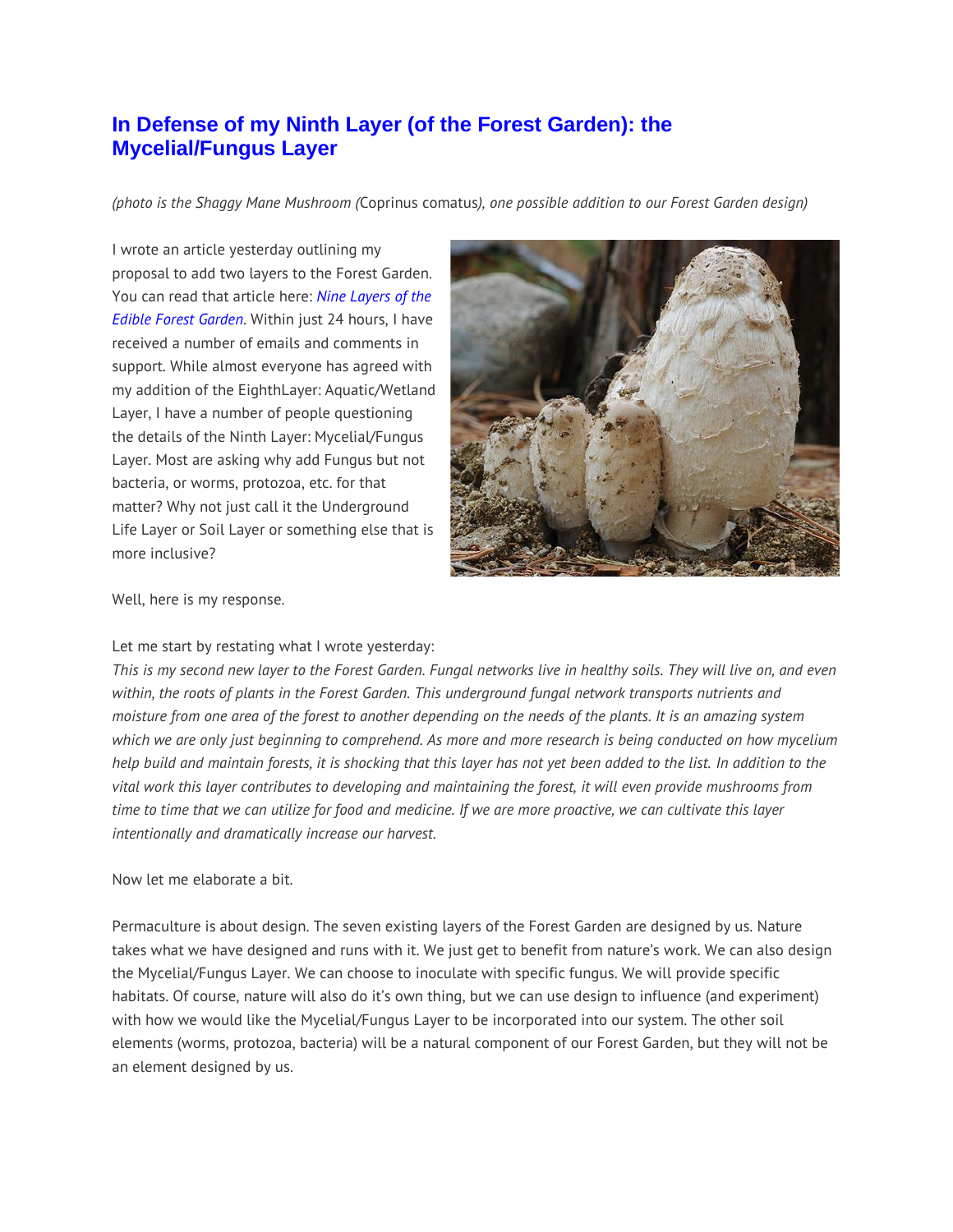## In Defense of my Ninth Layer (of the Forest Garden): the Mycelial/Fungus Layer

*(photo is the Shaggy Mane Mushroom (*Coprinus comatus*), one possible addition to our Forest Garden design)*

I wrote an article yesterday outlining my proposal to add two layers to the Forest Garden. You can read that article here: *Nine Layers of the Edible Forest Garden*. Within just 24 hours, I have received a number of emails and comments in support. While almost everyone has agreed with my addition of the EighthLayer: Aquatic/Wetland Layer, I have a number of people questioning the details of the Ninth Layer: Mycelial/Fungus Layer. Most are asking why add Fungus but not bacteria, or worms, protozoa, etc. for that matter? Why not just call it the Underground Life Layer or Soil Layer or something else that is more inclusive?

Well, here is my response.

Let me start by restating what I wrote yesterday:

*This is my second new layer to the Forest Garden. Fungal networks live in healthy soils. They will live on, and even within, the roots of plants in the Forest Garden. This underground fungal network transports nutrients and moisture from one area of the forest to another depending on the needs of the plants. It is an amazing system which we are only just beginning to comprehend. As more and more research is being conducted on how mycelium help build and maintain forests, it is shocking that this layer has not yet been added to the list. In addition to the vital work this layer contributes to developing and maintaining the forest, it will even provide mushrooms from time to time that we can utilize for food and medicine. If we are more proactive, we can cultivate this layer intentionally and dramatically increase our harvest.*

Now let me elaborate a bit.

Permaculture is about design. The seven existing layers of the Forest Garden are designed by us. Nature takes what we have designed and runs with it. We just get to benefit from nature's work. We can also design the Mycelial/Fungus Layer. We can choose to inoculate with specific fungus. We will provide specific habitats. Of course, nature will also do it's own thing, but we can use design to influence (and experiment) with how we would like the Mycelial/Fungus Layer to be incorporated into our system. The other soil elements (worms, protozoa, bacteria) will be a natural component of our Forest Garden, but they will not be an element designed by us.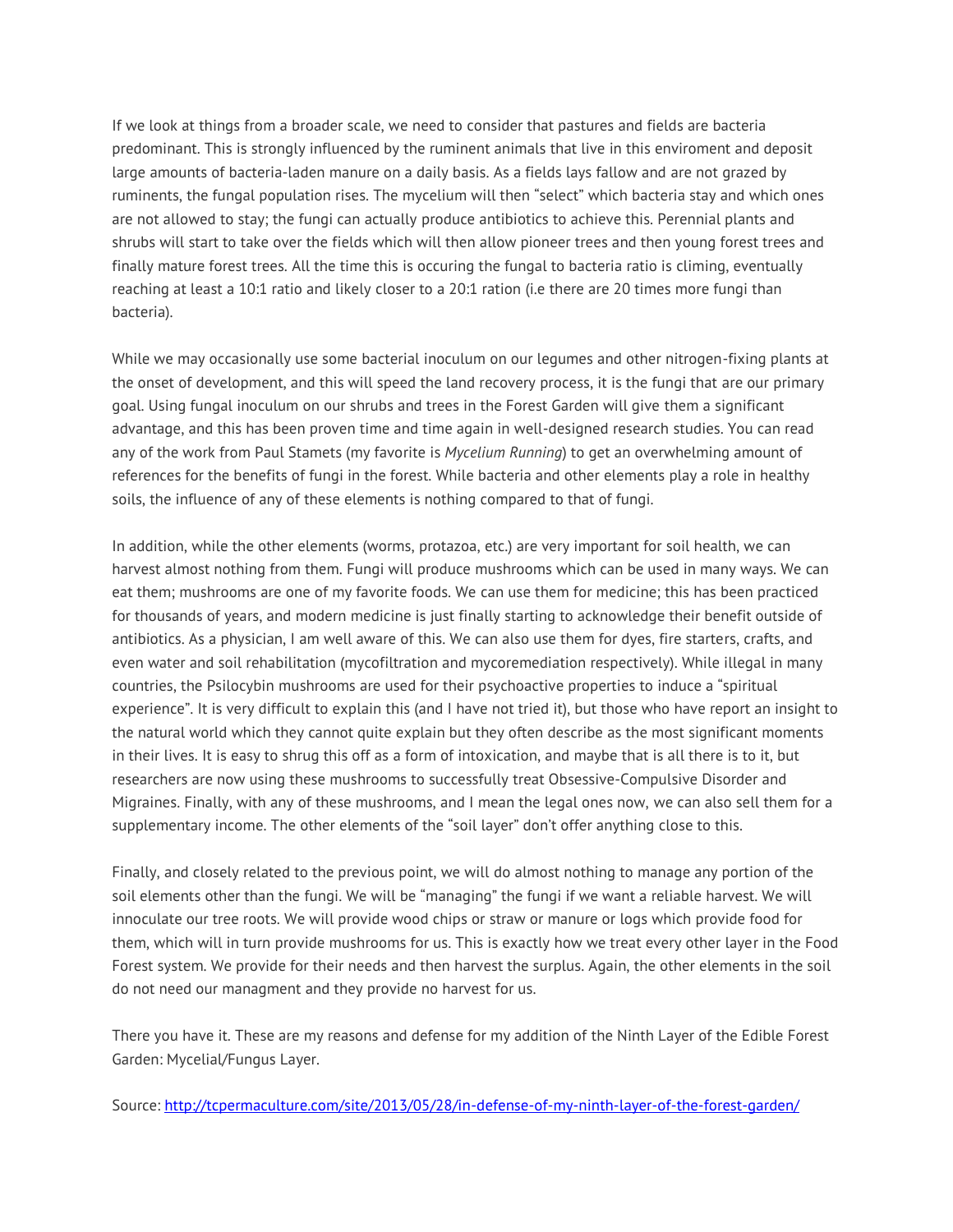If we look at things from a broader scale, we need to consider that pastures and fields are bacteria predominant. This is strongly influenced by the ruminent animals that live in this enviroment and deposit large amounts of bacteria-laden manure on a daily basis. As a fields lays fallow and are not grazed by ruminents, the fungal population rises. The mycelium will then "select" which bacteria stay and which ones are not allowed to stay; the fungi can actually produce antibiotics to achieve this. Perennial plants and shrubs will start to take over the fields which will then allow pioneer trees and then young forest trees and finally mature forest trees. All the time this is occuring the fungal to bacteria ratio is climing, eventually reaching at least a 10:1 ratio and likely closer to a 20:1 ration (i.e there are 20 times more fungi than bacteria).

While we may occasionally use some bacterial inoculum on our legumes and other nitrogen-fixing plants at the onset of development, and this will speed the land recovery process, it is the fungi that are our primary goal. Using fungal inoculum on our shrubs and trees in the Forest Garden will give them a significant advantage, and this has been proven time and time again in well-designed research studies. You can read any of the work from Paul Stamets (my favorite is *Mycelium Running*) to get an overwhelming amount of references for the benefits of fungi in the forest. While bacteria and other elements play a role in healthy soils, the influence of any of these elements is nothing compared to that of fungi.

In addition, while the other elements (worms, protazoa, etc.) are very important for soil health, we can harvest almost nothing from them. Fungi will produce mushrooms which can be used in many ways. We can eat them; mushrooms are one of my favorite foods. We can use them for medicine; this has been practiced for thousands of years, and modern medicine is just finally starting to acknowledge their benefit outside of antibiotics. As a physician, I am well aware of this. We can also use them for dyes, fire starters, crafts, and even water and soil rehabilitation (mycofiltration and mycoremediation respectively). While illegal in many countries, the Psilocybin mushrooms are used for their psychoactive properties to induce a "spiritual experience". It is very difficult to explain this (and I have not tried it), but those who have report an insight to the natural world which they cannot quite explain but they often describe as the most significant moments in their lives. It is easy to shrug this off as a form of intoxication, and maybe that is all there is to it, but researchers are now using these mushrooms to successfully treat Obsessive-Compulsive Disorder and Migraines. Finally, with any of these mushrooms, and I mean the legal ones now, we can also sell them for a supplementary income. The other elements of the "soil layer" don't offer anything close to this.

Finally, and closely related to the previous point, we will do almost nothing to manage any portion of the soil elements other than the fungi. We will be "managing" the fungi if we want a reliable harvest. We will innoculate our tree roots. We will provide wood chips or straw or manure or logs which provide food for them, which will in turn provide mushrooms for us. This is exactly how we treat every other layer in the Food Forest system. We provide for their needs and then harvest the surplus. Again, the other elements in the soil do not need our managment and they provide no harvest for us.

There you have it. These are my reasons and defense for my addition of the Ninth Layer of the Edible Forest Garden: Mycelial/Fungus Layer.

Source: http://tcpermaculture.com/site/2013/05/28/in-defense-of-my-ninth-layer-of-the-forest-garden/